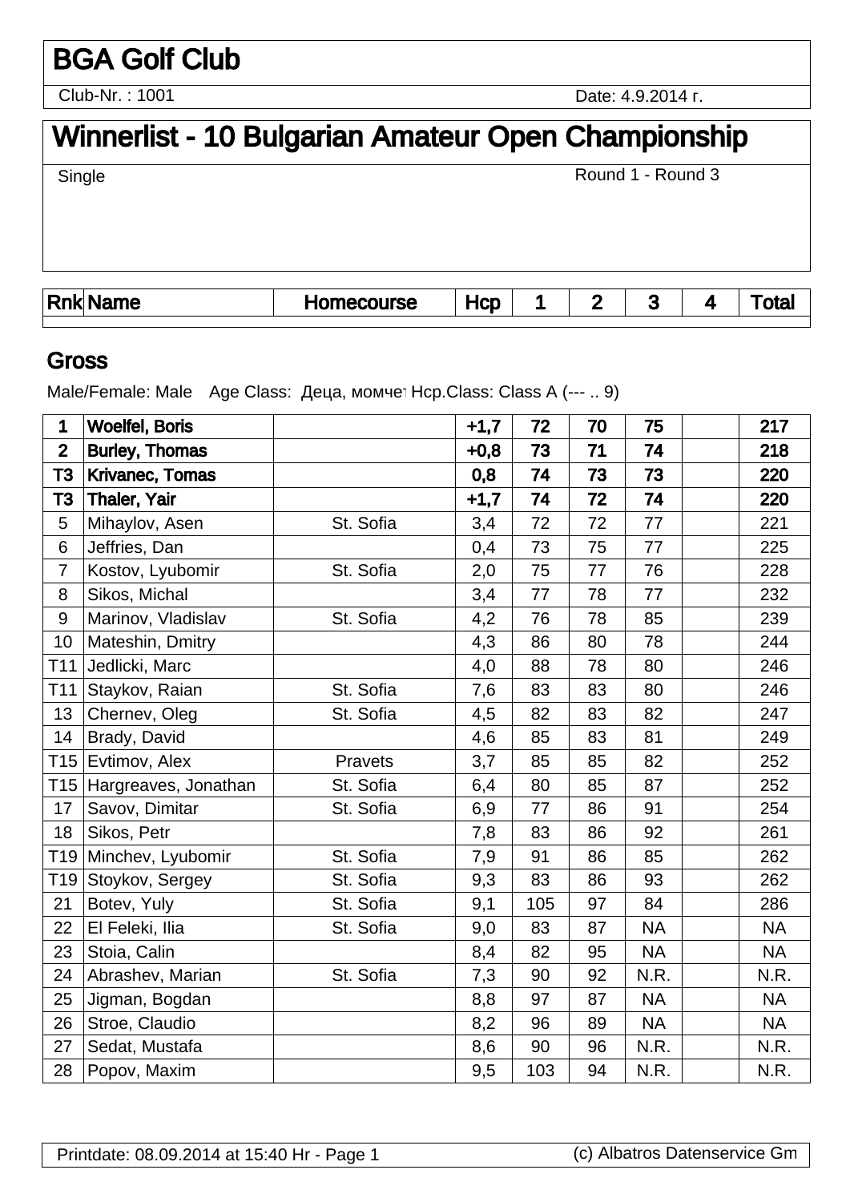# BGA Golf Club

Club-Nr. : 1001

Date: 4.9.2014 г.

# Winnerlist - 10 Bulgarian Amateur Open Championship

Single

Round 1 - Round 3

## Gross

Male/Female: Male   Age Class:  Деца, момче Hcp.Class: Class A (--- .. 9)

| Rnk | Name | Homecourse | Hcp | 1 | 2 | 3 | 4 | Total |
|---|---|---|---|---|---|---|---|---|
| **1** | **Woelfel, Boris** | | **+1,7** | **72** | **70** | **75** | | **217** |
| **2** | **Burley, Thomas** | | **+0,8** | **73** | **71** | **74** | | **218** |
| **T3** | **Krivanec, Tomas** | | **0,8** | **74** | **73** | **73** | | **220** |
| **T3** | **Thaler, Yair** | | **+1,7** | **74** | **72** | **74** | | **220** |
| 5 | Mihaylov, Asen | St. Sofia | 3,4 | 72 | 72 | 77 | | 221 |
| 6 | Jeffries, Dan | | 0,4 | 73 | 75 | 77 | | 225 |
| 7 | Kostov, Lyubomir | St. Sofia | 2,0 | 75 | 77 | 76 | | 228 |
| 8 | Sikos, Michal | | 3,4 | 77 | 78 | 77 | | 232 |
| 9 | Marinov, Vladislav | St. Sofia | 4,2 | 76 | 78 | 85 | | 239 |
| 10 | Mateshin, Dmitry | | 4,3 | 86 | 80 | 78 | | 244 |
| T11 | Jedlicki, Marc | | 4,0 | 88 | 78 | 80 | | 246 |
| T11 | Staykov, Raian | St. Sofia | 7,6 | 83 | 83 | 80 | | 246 |
| 13 | Chernev, Oleg | St. Sofia | 4,5 | 82 | 83 | 82 | | 247 |
| 14 | Brady, David | | 4,6 | 85 | 83 | 81 | | 249 |
| T15 | Evtimov, Alex | Pravets | 3,7 | 85 | 85 | 82 | | 252 |
| T15 | Hargreaves, Jonathan | St. Sofia | 6,4 | 80 | 85 | 87 | | 252 |
| 17 | Savov, Dimitar | St. Sofia | 6,9 | 77 | 86 | 91 | | 254 |
| 18 | Sikos, Petr | | 7,8 | 83 | 86 | 92 | | 261 |
| T19 | Minchev, Lyubomir | St. Sofia | 7,9 | 91 | 86 | 85 | | 262 |
| T19 | Stoykov, Sergey | St. Sofia | 9,3 | 83 | 86 | 93 | | 262 |
| 21 | Botev, Yuly | St. Sofia | 9,1 | 105 | 97 | 84 | | 286 |
| 22 | El Feleki, Ilia | St. Sofia | 9,0 | 83 | 87 | NA | | NA |
| 23 | Stoia, Calin | | 8,4 | 82 | 95 | NA | | NA |
| 24 | Abrashev, Marian | St. Sofia | 7,3 | 90 | 92 | N.R. | | N.R. |
| 25 | Jigman, Bogdan | | 8,8 | 97 | 87 | NA | | NA |
| 26 | Stroe, Claudio | | 8,2 | 96 | 89 | NA | | NA |
| 27 | Sedat, Mustafa | | 8,6 | 90 | 96 | N.R. | | N.R. |
| 28 | Popov, Maxim | | 9,5 | 103 | 94 | N.R. | | N.R. |

Printdate: 08.09.2014 at 15:40 Hr - Page 1

(c) Albatros Datenservice Gm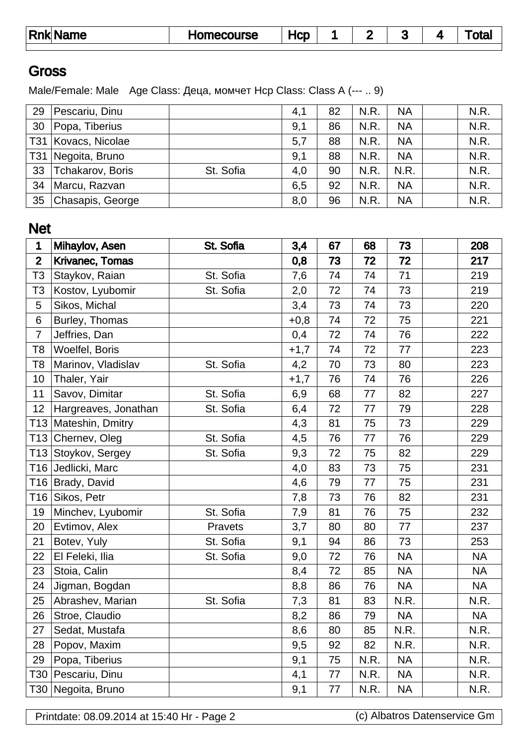| Rnk | Name | Homecourse | Hcp | 1 | 2 | 3 | 4 | Total |
|---|---|---|---|---|---|---|---|---|

## Gross

Male/Female: Male Age Class: Деца, момчет Hcp Class: Class A (--- .. 9)

| Rnk | Name | Homecourse | Hcp | 1 | 2 | 3 | 4 | Total |
|---|---|---|---|---|---|---|---|---|
| 29 | Pescariu, Dinu | | 4,1 | 82 | N.R. | NA | | N.R. |
| 30 | Popa, Tiberius | | 9,1 | 86 | N.R. | NA | | N.R. |
| T31 | Kovacs, Nicolae | | 5,7 | 88 | N.R. | NA | | N.R. |
| T31 | Negoita, Bruno | | 9,1 | 88 | N.R. | NA | | N.R. |
| 33 | Tchakarov, Boris | St. Sofia | 4,0 | 90 | N.R. | N.R. | | N.R. |
| 34 | Marcu, Razvan | | 6,5 | 92 | N.R. | NA | | N.R. |
| 35 | Chasapis, George | | 8,0 | 96 | N.R. | NA | | N.R. |

## Net

| Rnk | Name | Homecourse | Hcp | 1 | 2 | 3 | 4 | Total |
|---|---|---|---|---|---|---|---|---|
| **1** | **Mihaylov, Asen** | **St. Sofia** | **3,4** | **67** | **68** | **73** | | **208** |
| **2** | **Krivanec, Tomas** | | **0,8** | **73** | **72** | **72** | | **217** |
| T3 | Staykov, Raian | St. Sofia | 7,6 | 74 | 74 | 71 | | 219 |
| T3 | Kostov, Lyubomir | St. Sofia | 2,0 | 72 | 74 | 73 | | 219 |
| 5 | Sikos, Michal | | 3,4 | 73 | 74 | 73 | | 220 |
| 6 | Burley, Thomas | | +0,8 | 74 | 72 | 75 | | 221 |
| 7 | Jeffries, Dan | | 0,4 | 72 | 74 | 76 | | 222 |
| T8 | Woelfel, Boris | | +1,7 | 74 | 72 | 77 | | 223 |
| T8 | Marinov, Vladislav | St. Sofia | 4,2 | 70 | 73 | 80 | | 223 |
| 10 | Thaler, Yair | | +1,7 | 76 | 74 | 76 | | 226 |
| 11 | Savov, Dimitar | St. Sofia | 6,9 | 68 | 77 | 82 | | 227 |
| 12 | Hargreaves, Jonathan | St. Sofia | 6,4 | 72 | 77 | 79 | | 228 |
| T13 | Mateshin, Dmitry | | 4,3 | 81 | 75 | 73 | | 229 |
| T13 | Chernev, Oleg | St. Sofia | 4,5 | 76 | 77 | 76 | | 229 |
| T13 | Stoykov, Sergey | St. Sofia | 9,3 | 72 | 75 | 82 | | 229 |
| T16 | Jedlicki, Marc | | 4,0 | 83 | 73 | 75 | | 231 |
| T16 | Brady, David | | 4,6 | 79 | 77 | 75 | | 231 |
| T16 | Sikos, Petr | | 7,8 | 73 | 76 | 82 | | 231 |
| 19 | Minchev, Lyubomir | St. Sofia | 7,9 | 81 | 76 | 75 | | 232 |
| 20 | Evtimov, Alex | Pravets | 3,7 | 80 | 80 | 77 | | 237 |
| 21 | Botev, Yuly | St. Sofia | 9,1 | 94 | 86 | 73 | | 253 |
| 22 | El Feleki, Ilia | St. Sofia | 9,0 | 72 | 76 | NA | | NA |
| 23 | Stoia, Calin | | 8,4 | 72 | 85 | NA | | NA |
| 24 | Jigman, Bogdan | | 8,8 | 86 | 76 | NA | | NA |
| 25 | Abrashev, Marian | St. Sofia | 7,3 | 81 | 83 | N.R. | | N.R. |
| 26 | Stroe, Claudio | | 8,2 | 86 | 79 | NA | | NA |
| 27 | Sedat, Mustafa | | 8,6 | 80 | 85 | N.R. | | N.R. |
| 28 | Popov, Maxim | | 9,5 | 92 | 82 | N.R. | | N.R. |
| 29 | Popa, Tiberius | | 9,1 | 75 | N.R. | NA | | N.R. |
| T30 | Pescariu, Dinu | | 4,1 | 77 | N.R. | NA | | N.R. |
| T30 | Negoita, Bruno | | 9,1 | 77 | N.R. | NA | | N.R. |

Printdate: 08.09.2014 at 15:40 Hr - Page 2 (c) Albatros Datenservice Gm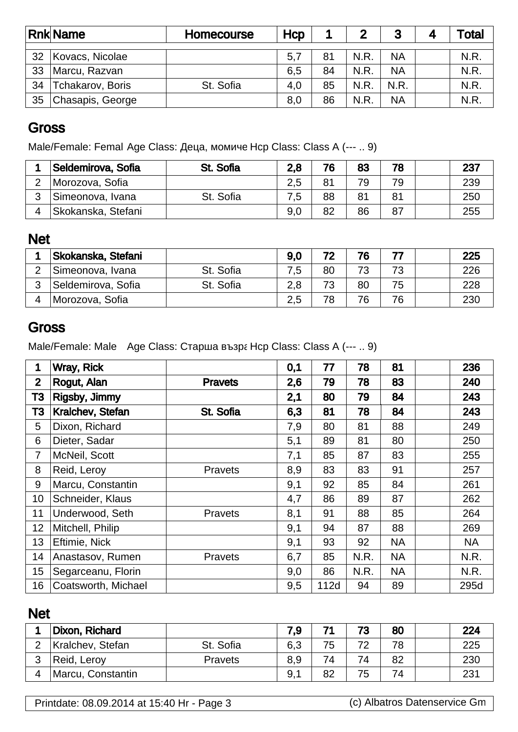| Rnk | Name | Homecourse | Hcp | 1 | 2 | 3 | 4 | Total |
|---|---|---|---|---|---|---|---|---|
| 32 | Kovacs, Nicolae | | 5,7 | 81 | N.R. | NA | | N.R. |
| 33 | Marcu, Razvan | | 6,5 | 84 | N.R. | NA | | N.R. |
| 34 | Tchakarov, Boris | St. Sofia | 4,0 | 85 | N.R. | N.R. | | N.R. |
| 35 | Chasapis, George | | 8,0 | 86 | N.R. | NA | | N.R. |

## Gross

Male/Female: Femal Age Class: Деца, момиче Hcp Class: Class A (--- .. 9)

| Rnk | Name | Homecourse | Hcp | 1 | 2 | 3 | 4 | Total |
|---|---|---|---|---|---|---|---|---|
| **1** | **Seldemirova, Sofia** | **St. Sofia** | **2,8** | **76** | **83** | **78** | | **237** |
| 2 | Morozova, Sofia | | 2,5 | 81 | 79 | 79 | | 239 |
| 3 | Simeonova, Ivana | St. Sofia | 7,5 | 88 | 81 | 81 | | 250 |
| 4 | Skokanska, Stefani | | 9,0 | 82 | 86 | 87 | | 255 |

## Net

| Rnk | Name | Homecourse | Hcp | 1 | 2 | 3 | 4 | Total |
|---|---|---|---|---|---|---|---|---|
| **1** | **Skokanska, Stefani** | | **9,0** | **72** | **76** | **77** | | **225** |
| 2 | Simeonova, Ivana | St. Sofia | 7,5 | 80 | 73 | 73 | | 226 |
| 3 | Seldemirova, Sofia | St. Sofia | 2,8 | 73 | 80 | 75 | | 228 |
| 4 | Morozova, Sofia | | 2,5 | 78 | 76 | 76 | | 230 |

## Gross

Male/Female: Male Age Class: Старша възра Hcp Class: Class A (--- .. 9)

| Rnk | Name | Homecourse | Hcp | 1 | 2 | 3 | 4 | Total |
|---|---|---|---|---|---|---|---|---|
| **1** | **Wray, Rick** | | **0,1** | **77** | **78** | **81** | | **236** |
| **2** | **Rogut, Alan** | **Pravets** | **2,6** | **79** | **78** | **83** | | **240** |
| **T3** | **Rigsby, Jimmy** | | **2,1** | **80** | **79** | **84** | | **243** |
| **T3** | **Kralchev, Stefan** | **St. Sofia** | **6,3** | **81** | **78** | **84** | | **243** |
| 5 | Dixon, Richard | | 7,9 | 80 | 81 | 88 | | 249 |
| 6 | Dieter, Sadar | | 5,1 | 89 | 81 | 80 | | 250 |
| 7 | McNeil, Scott | | 7,1 | 85 | 87 | 83 | | 255 |
| 8 | Reid, Leroy | Pravets | 8,9 | 83 | 83 | 91 | | 257 |
| 9 | Marcu, Constantin | | 9,1 | 92 | 85 | 84 | | 261 |
| 10 | Schneider, Klaus | | 4,7 | 86 | 89 | 87 | | 262 |
| 11 | Underwood, Seth | Pravets | 8,1 | 91 | 88 | 85 | | 264 |
| 12 | Mitchell, Philip | | 9,1 | 94 | 87 | 88 | | 269 |
| 13 | Eftimie, Nick | | 9,1 | 93 | 92 | NA | | NA |
| 14 | Anastasov, Rumen | Pravets | 6,7 | 85 | N.R. | NA | | N.R. |
| 15 | Segarceanu, Florin | | 9,0 | 86 | N.R. | NA | | N.R. |
| 16 | Coatsworth, Michael | | 9,5 | 112d | 94 | 89 | | 295d |

## Net

| Rnk | Name | Homecourse | Hcp | 1 | 2 | 3 | 4 | Total |
|---|---|---|---|---|---|---|---|---|
| **1** | **Dixon, Richard** | | **7,9** | **71** | **73** | **80** | | **224** |
| 2 | Kralchev, Stefan | St. Sofia | 6,3 | 75 | 72 | 78 | | 225 |
| 3 | Reid, Leroy | Pravets | 8,9 | 74 | 74 | 82 | | 230 |
| 4 | Marcu, Constantin | | 9,1 | 82 | 75 | 74 | | 231 |

Printdate: 08.09.2014 at 15:40 Hr - Page 3 (c) Albatros Datenservice Gm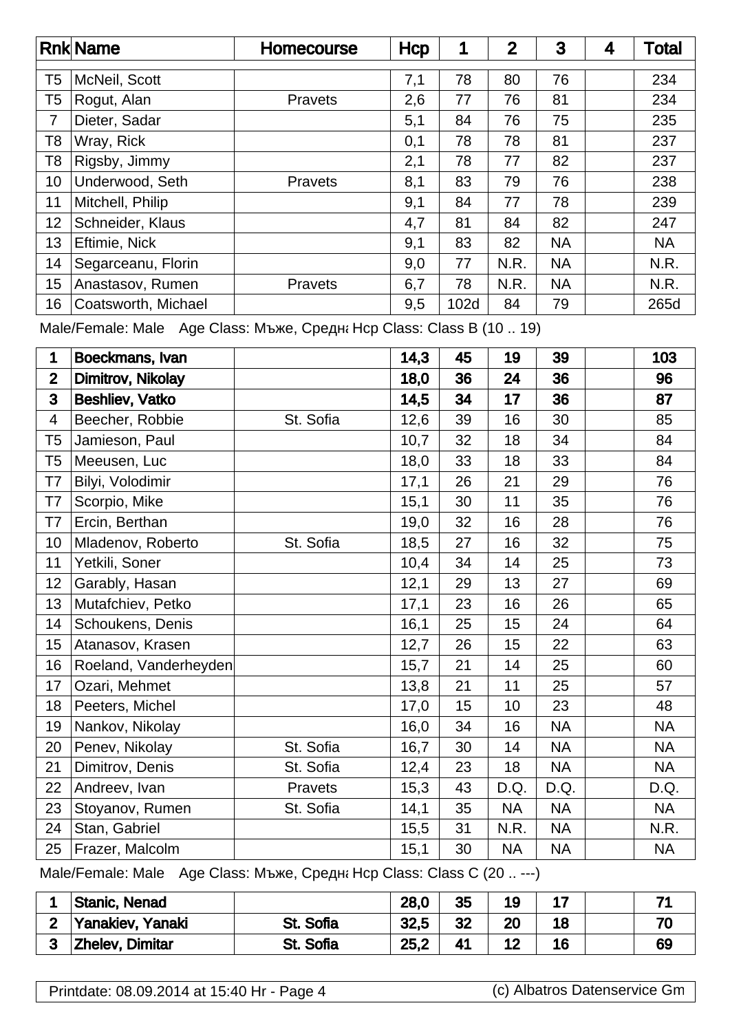| Rnk | Name | Homecourse | Hcp | 1 | 2 | 3 | 4 | Total |
|---|---|---|---|---|---|---|---|---|
| T5 | McNeil, Scott | | 7,1 | 78 | 80 | 76 | | 234 |
| T5 | Rogut, Alan | Pravets | 2,6 | 77 | 76 | 81 | | 234 |
| 7 | Dieter, Sadar | | 5,1 | 84 | 76 | 75 | | 235 |
| T8 | Wray, Rick | | 0,1 | 78 | 78 | 81 | | 237 |
| T8 | Rigsby, Jimmy | | 2,1 | 78 | 77 | 82 | | 237 |
| 10 | Underwood, Seth | Pravets | 8,1 | 83 | 79 | 76 | | 238 |
| 11 | Mitchell, Philip | | 9,1 | 84 | 77 | 78 | | 239 |
| 12 | Schneider, Klaus | | 4,7 | 81 | 84 | 82 | | 247 |
| 13 | Eftimie, Nick | | 9,1 | 83 | 82 | NA | | NA |
| 14 | Segarceanu, Florin | | 9,0 | 77 | N.R. | NA | | N.R. |
| 15 | Anastasov, Rumen | Pravets | 6,7 | 78 | N.R. | NA | | N.R. |
| 16 | Coatsworth, Michael | | 9,5 | 102d | 84 | 79 | | 265d |

Male/Female: Male Age Class: Мъже, Средна Hcp Class: Class B (10 .. 19)

| Rnk | Name | Homecourse | Hcp | 1 | 2 | 3 | 4 | Total |
|---|---|---|---|---|---|---|---|---|
| **1** | **Boeckmans, Ivan** | | **14,3** | **45** | **19** | **39** | | **103** |
| **2** | **Dimitrov, Nikolay** | | **18,0** | **36** | **24** | **36** | | **96** |
| **3** | **Beshliev, Vatko** | | **14,5** | **34** | **17** | **36** | | **87** |
| 4 | Beecher, Robbie | St. Sofia | 12,6 | 39 | 16 | 30 | | 85 |
| T5 | Jamieson, Paul | | 10,7 | 32 | 18 | 34 | | 84 |
| T5 | Meeusen, Luc | | 18,0 | 33 | 18 | 33 | | 84 |
| T7 | Bilyi, Volodimir | | 17,1 | 26 | 21 | 29 | | 76 |
| T7 | Scorpio, Mike | | 15,1 | 30 | 11 | 35 | | 76 |
| T7 | Ercin, Berthan | | 19,0 | 32 | 16 | 28 | | 76 |
| 10 | Mladenov, Roberto | St. Sofia | 18,5 | 27 | 16 | 32 | | 75 |
| 11 | Yetkili, Soner | | 10,4 | 34 | 14 | 25 | | 73 |
| 12 | Garably, Hasan | | 12,1 | 29 | 13 | 27 | | 69 |
| 13 | Mutafchiev, Petko | | 17,1 | 23 | 16 | 26 | | 65 |
| 14 | Schoukens, Denis | | 16,1 | 25 | 15 | 24 | | 64 |
| 15 | Atanasov, Krasen | | 12,7 | 26 | 15 | 22 | | 63 |
| 16 | Roeland, Vanderheyden | | 15,7 | 21 | 14 | 25 | | 60 |
| 17 | Ozari, Mehmet | | 13,8 | 21 | 11 | 25 | | 57 |
| 18 | Peeters, Michel | | 17,0 | 15 | 10 | 23 | | 48 |
| 19 | Nankov, Nikolay | | 16,0 | 34 | 16 | NA | | NA |
| 20 | Penev, Nikolay | St. Sofia | 16,7 | 30 | 14 | NA | | NA |
| 21 | Dimitrov, Denis | St. Sofia | 12,4 | 23 | 18 | NA | | NA |
| 22 | Andreev, Ivan | Pravets | 15,3 | 43 | D.Q. | D.Q. | | D.Q. |
| 23 | Stoyanov, Rumen | St. Sofia | 14,1 | 35 | NA | NA | | NA |
| 24 | Stan, Gabriel | | 15,5 | 31 | N.R. | NA | | N.R. |
| 25 | Frazer, Malcolm | | 15,1 | 30 | NA | NA | | NA |

Male/Female: Male Age Class: Мъже, Средна Hcp Class: Class C (20 .. ---)

| Rnk | Name | Homecourse | Hcp | 1 | 2 | 3 | 4 | Total |
|---|---|---|---|---|---|---|---|---|
| **1** | **Stanic, Nenad** | | **28,0** | **35** | **19** | **17** | | **71** |
| **2** | **Yanakiev, Yanaki** | **St. Sofia** | **32,5** | **32** | **20** | **18** | | **70** |
| **3** | **Zhelev, Dimitar** | **St. Sofia** | **25,2** | **41** | **12** | **16** | | **69** |

Printdate: 08.09.2014 at 15:40 Hr - Page 4 (c) Albatros Datenservice Gm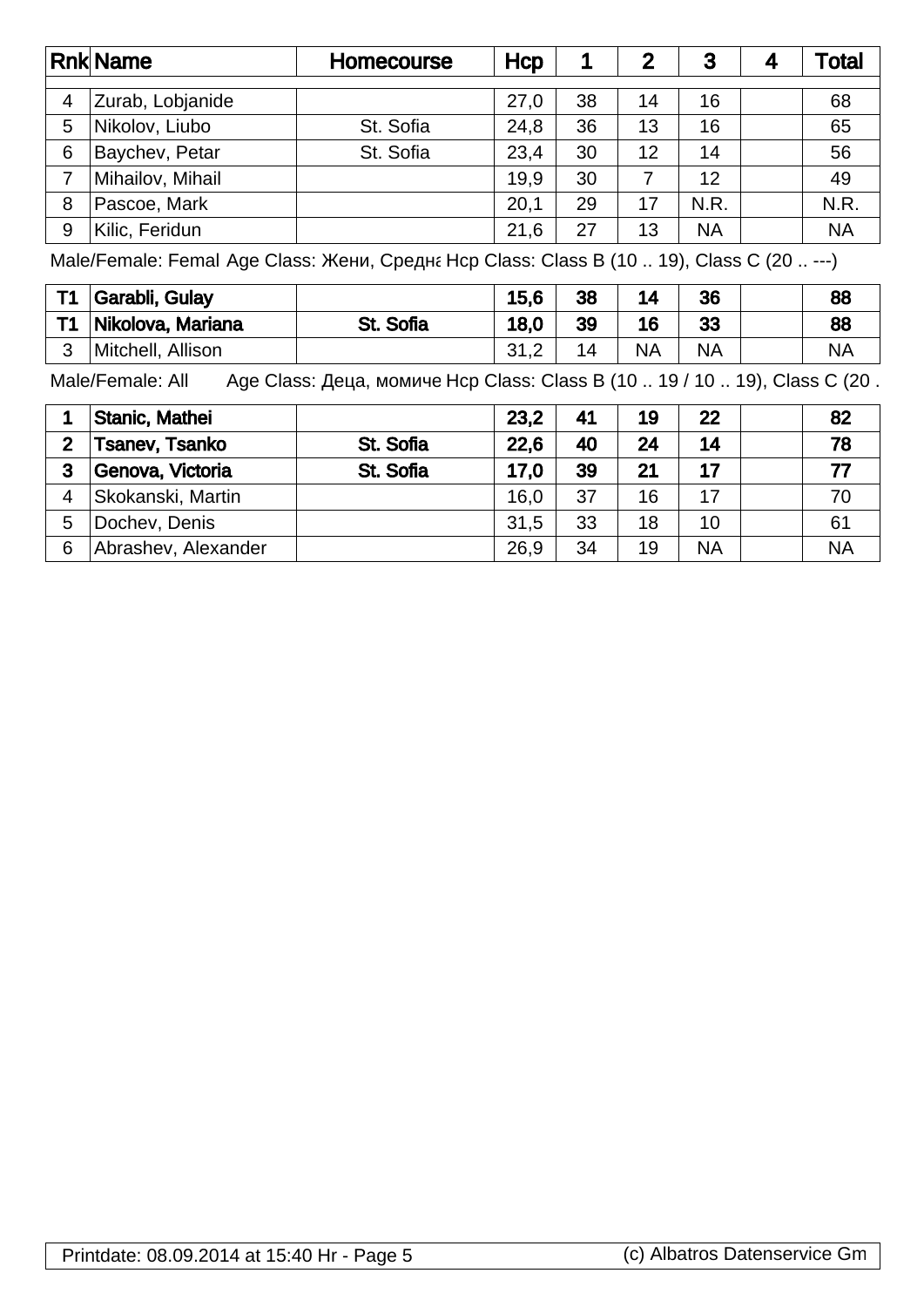| Rnk | Name | Homecourse | Hcp | 1 | 2 | 3 | 4 | Total |
|---|---|---|---|---|---|---|---|---|
| 4 | Zurab, Lobjanide | | 27,0 | 38 | 14 | 16 | | 68 |
| 5 | Nikolov, Liubo | St. Sofia | 24,8 | 36 | 13 | 16 | | 65 |
| 6 | Baychev, Petar | St. Sofia | 23,4 | 30 | 12 | 14 | | 56 |
| 7 | Mihailov, Mihail | | 19,9 | 30 | 7 | 12 | | 49 |
| 8 | Pascoe, Mark | | 20,1 | 29 | 17 | N.R. | | N.R. |
| 9 | Kilic, Feridun | | 21,6 | 27 | 13 | NA | | NA |

Male/Female: Femal Age Class: Жени, Средна Hcp Class: Class B (10 .. 19), Class C (20 .. ---)

| Rnk | Name | Homecourse | Hcp | 1 | 2 | 3 | 4 | Total |
|---|---|---|---|---|---|---|---|---|
| **T1** | **Garabli, Gulay** | | **15,6** | **38** | **14** | **36** | | **88** |
| **T1** | **Nikolova, Mariana** | **St. Sofia** | **18,0** | **39** | **16** | **33** | | **88** |
| 3 | Mitchell, Allison | | 31,2 | 14 | NA | NA | | NA |

Male/Female: All Age Class: Деца, момиче Hcp Class: Class B (10 .. 19 / 10 .. 19), Class C (20 .

| Rnk | Name | Homecourse | Hcp | 1 | 2 | 3 | 4 | Total |
|---|---|---|---|---|---|---|---|---|
| **1** | **Stanic, Mathei** | | **23,2** | **41** | **19** | **22** | | **82** |
| **2** | **Tsanev, Tsanko** | **St. Sofia** | **22,6** | **40** | **24** | **14** | | **78** |
| **3** | **Genova, Victoria** | **St. Sofia** | **17,0** | **39** | **21** | **17** | | **77** |
| 4 | Skokanski, Martin | | 16,0 | 37 | 16 | 17 | | 70 |
| 5 | Dochev, Denis | | 31,5 | 33 | 18 | 10 | | 61 |
| 6 | Abrashev, Alexander | | 26,9 | 34 | 19 | NA | | NA |

Printdate: 08.09.2014 at 15:40 Hr - Page 5 (c) Albatros Datenservice Gm